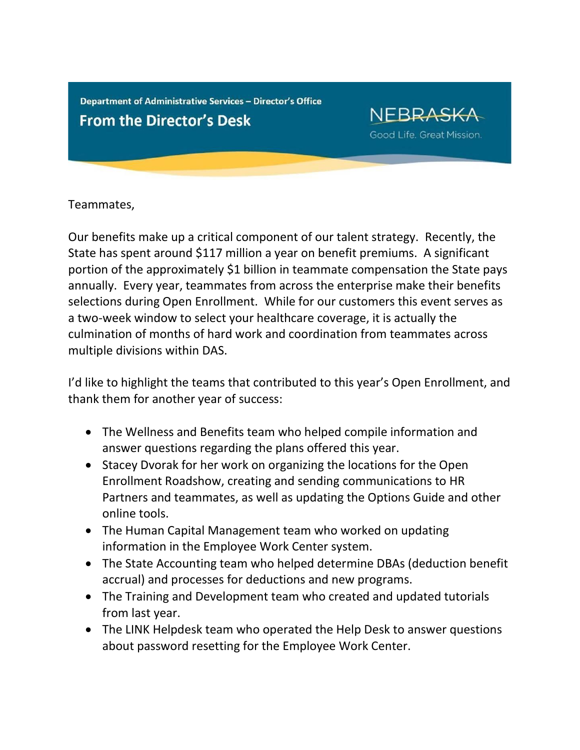Department of Administrative Services – Director's Office

# From the Director's Desk

NEBRASKA
Good Life. Great Mission.

Teammates,

Our benefits make up a critical component of our talent strategy. Recently, the State has spent around $117 million a year on benefit premiums. A significant portion of the approximately $1 billion in teammate compensation the State pays annually. Every year, teammates from across the enterprise make their benefits selections during Open Enrollment. While for our customers this event serves as a two-week window to select your healthcare coverage, it is actually the culmination of months of hard work and coordination from teammates across multiple divisions within DAS.

I'd like to highlight the teams that contributed to this year's Open Enrollment, and thank them for another year of success:

- The Wellness and Benefits team who helped compile information and answer questions regarding the plans offered this year.
- Stacey Dvorak for her work on organizing the locations for the Open Enrollment Roadshow, creating and sending communications to HR Partners and teammates, as well as updating the Options Guide and other online tools.
- The Human Capital Management team who worked on updating information in the Employee Work Center system.
- The State Accounting team who helped determine DBAs (deduction benefit accrual) and processes for deductions and new programs.
- The Training and Development team who created and updated tutorials from last year.
- The LINK Helpdesk team who operated the Help Desk to answer questions about password resetting for the Employee Work Center.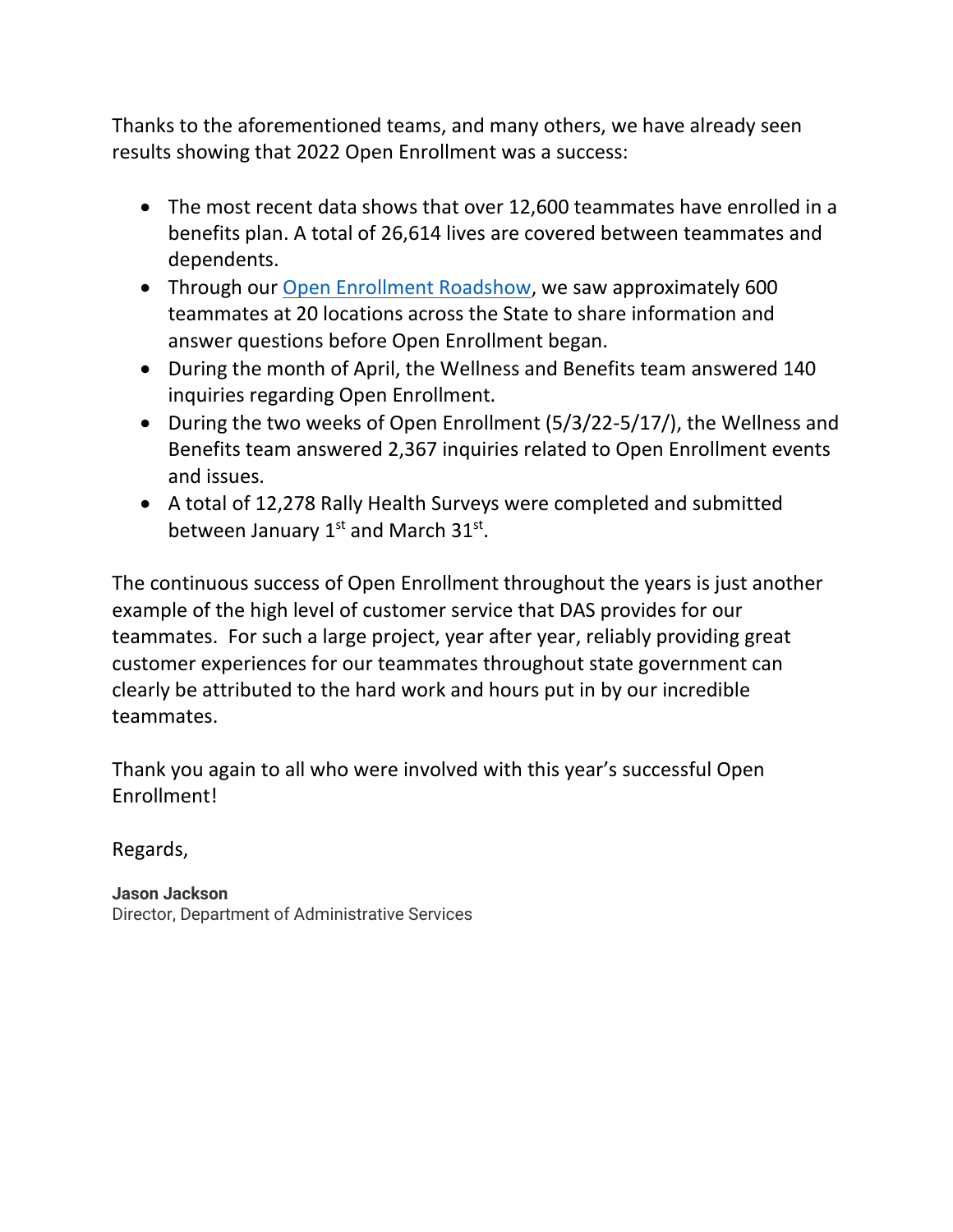Thanks to the aforementioned teams, and many others, we have already seen results showing that 2022 Open Enrollment was a success:

- The most recent data shows that over 12,600 teammates have enrolled in a benefits plan. A total of 26,614 lives are covered between teammates and dependents.
- Through our Open Enrollment Roadshow, we saw approximately 600 teammates at 20 locations across the State to share information and answer questions before Open Enrollment began.
- During the month of April, the Wellness and Benefits team answered 140 inquiries regarding Open Enrollment.
- During the two weeks of Open Enrollment (5/3/22-5/17/), the Wellness and Benefits team answered 2,367 inquiries related to Open Enrollment events and issues.
- A total of 12,278 Rally Health Surveys were completed and submitted between January 1st and March 31st.

The continuous success of Open Enrollment throughout the years is just another example of the high level of customer service that DAS provides for our teammates. For such a large project, year after year, reliably providing great customer experiences for our teammates throughout state government can clearly be attributed to the hard work and hours put in by our incredible teammates.

Thank you again to all who were involved with this year's successful Open Enrollment!

Regards,

**Jason Jackson**
Director, Department of Administrative Services